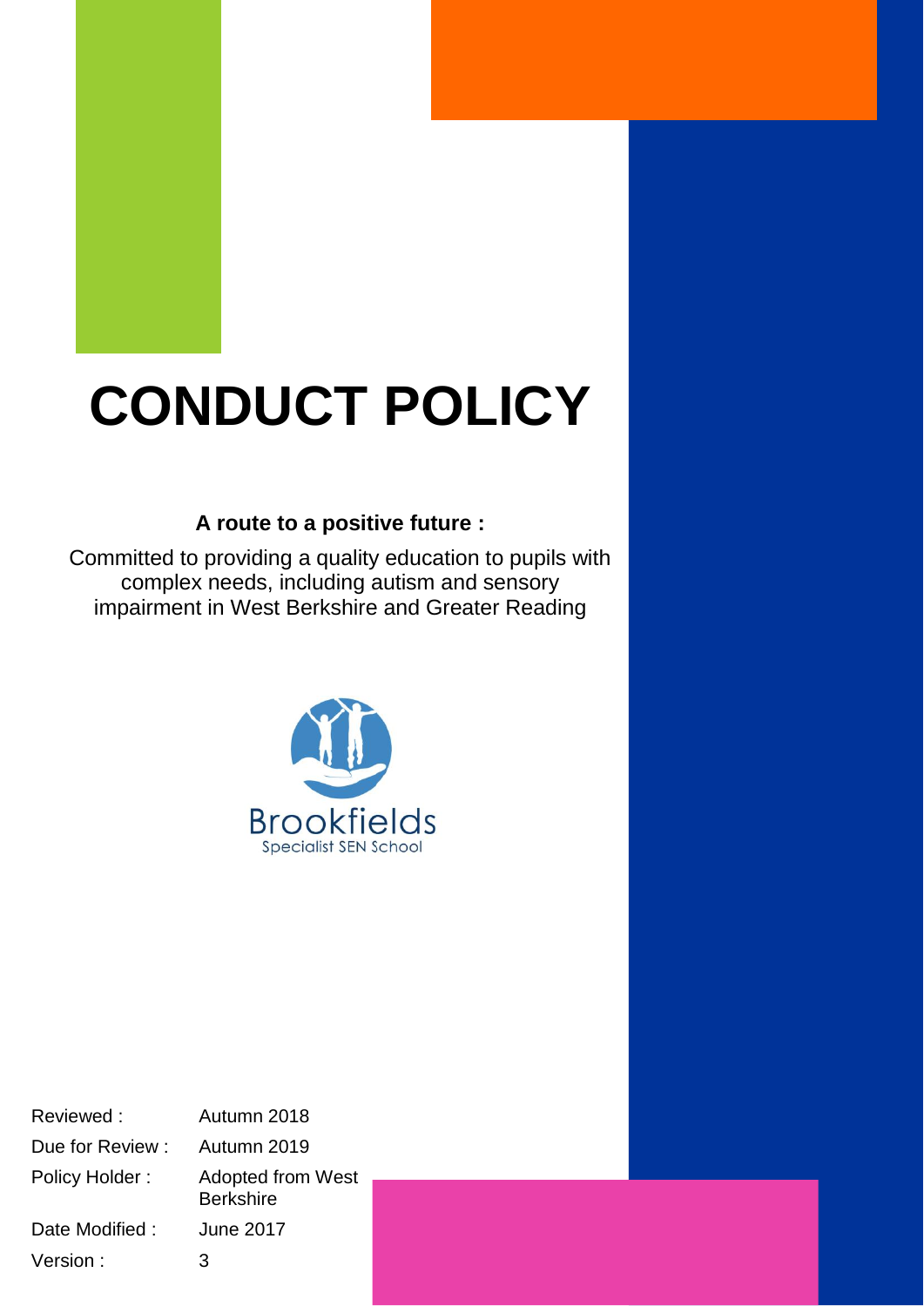# CONDUCT POLICY

**A route to a positive future :**

Committed to providing a quality education to pupils with complex needs, including autism and sensory impairment in West Berkshire and Greater Reading

Brookfields
Specialist SEN School

| | |
|---|---|
| Reviewed : | Autumn 2018 |
| Due for Review : | Autumn 2019 |
| Policy Holder : | Adopted from West Berkshire |
| Date Modified : | June 2017 |
| Version : | 3 |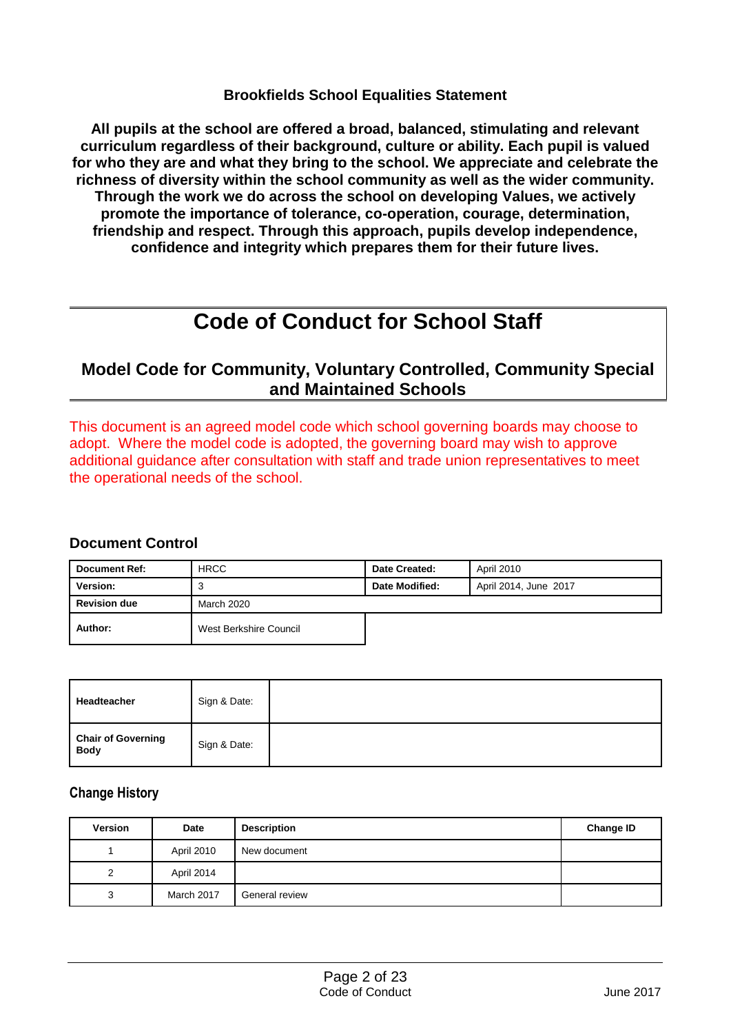## Brookfields School Equalities Statement

**All pupils at the school are offered a broad, balanced, stimulating and relevant curriculum regardless of their background, culture or ability. Each pupil is valued for who they are and what they bring to the school. We appreciate and celebrate the richness of diversity within the school community as well as the wider community. Through the work we do across the school on developing Values, we actively promote the importance of tolerance, co-operation, courage, determination, friendship and respect. Through this approach, pupils develop independence, confidence and integrity which prepares them for their future lives.**

# Code of Conduct for School Staff

## Model Code for Community, Voluntary Controlled, Community Special and Maintained Schools

This document is an agreed model code which school governing boards may choose to adopt. Where the model code is adopted, the governing board may wish to approve additional guidance after consultation with staff and trade union representatives to meet the operational needs of the school.

### Document Control

| **Document Ref:** | HRCC | **Date Created:** | April 2010 |
|---|---|---|---|
| **Version:** | 3 | **Date Modified:** | April 2014, June 2017 |
| **Revision due** | March 2020 | | |
| **Author:** | West Berkshire Council | | |

| | | |
|---|---|---|
| **Headteacher** | Sign & Date: | |
| **Chair of Governing Body** | Sign & Date: | |

### Change History

| Version | Date | Description | Change ID |
|---|---|---|---|
| 1 | April 2010 | New document | |
| 2 | April 2014 | | |
| 3 | March 2017 | General review | |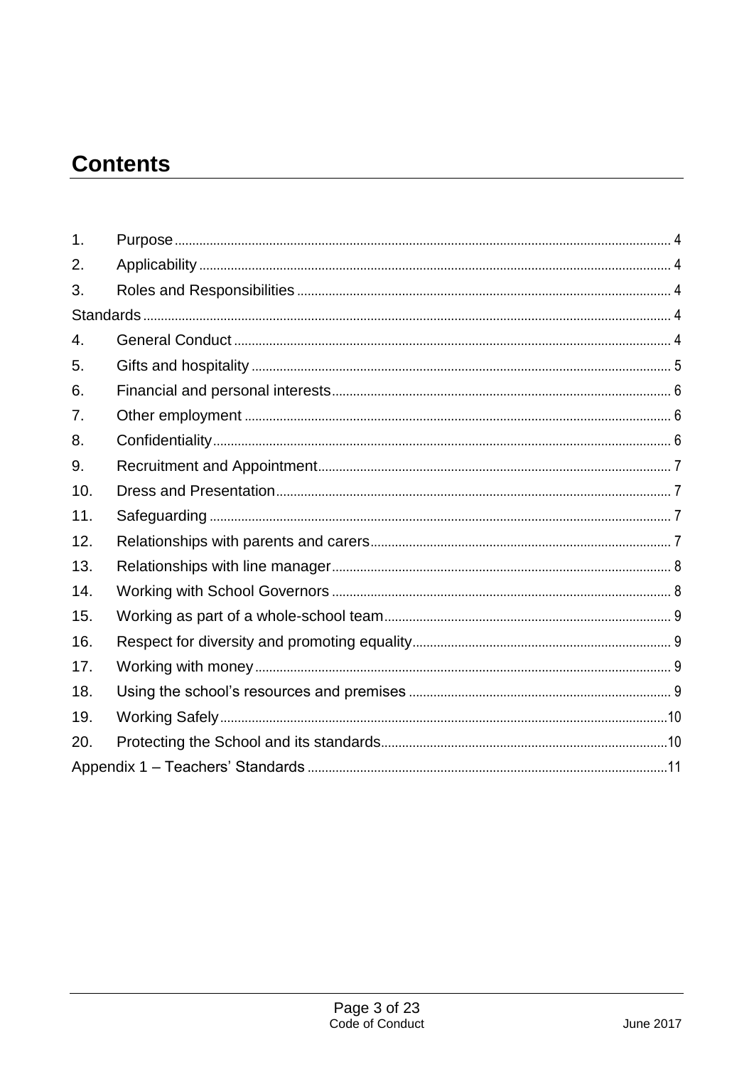# Contents

1. Purpose ........ 4
2. Applicability ........ 4
3. Roles and Responsibilities ........ 4

Standards ........ 4

4. General Conduct ........ 4
5. Gifts and hospitality ........ 5
6. Financial and personal interests ........ 6
7. Other employment ........ 6
8. Confidentiality ........ 6
9. Recruitment and Appointment ........ 7
10. Dress and Presentation ........ 7
11. Safeguarding ........ 7
12. Relationships with parents and carers ........ 7
13. Relationships with line manager ........ 8
14. Working with School Governors ........ 8
15. Working as part of a whole-school team ........ 9
16. Respect for diversity and promoting equality ........ 9
17. Working with money ........ 9
18. Using the school's resources and premises ........ 9
19. Working Safely ........ 10
20. Protecting the School and its standards ........ 10

Appendix 1 – Teachers' Standards ........ 11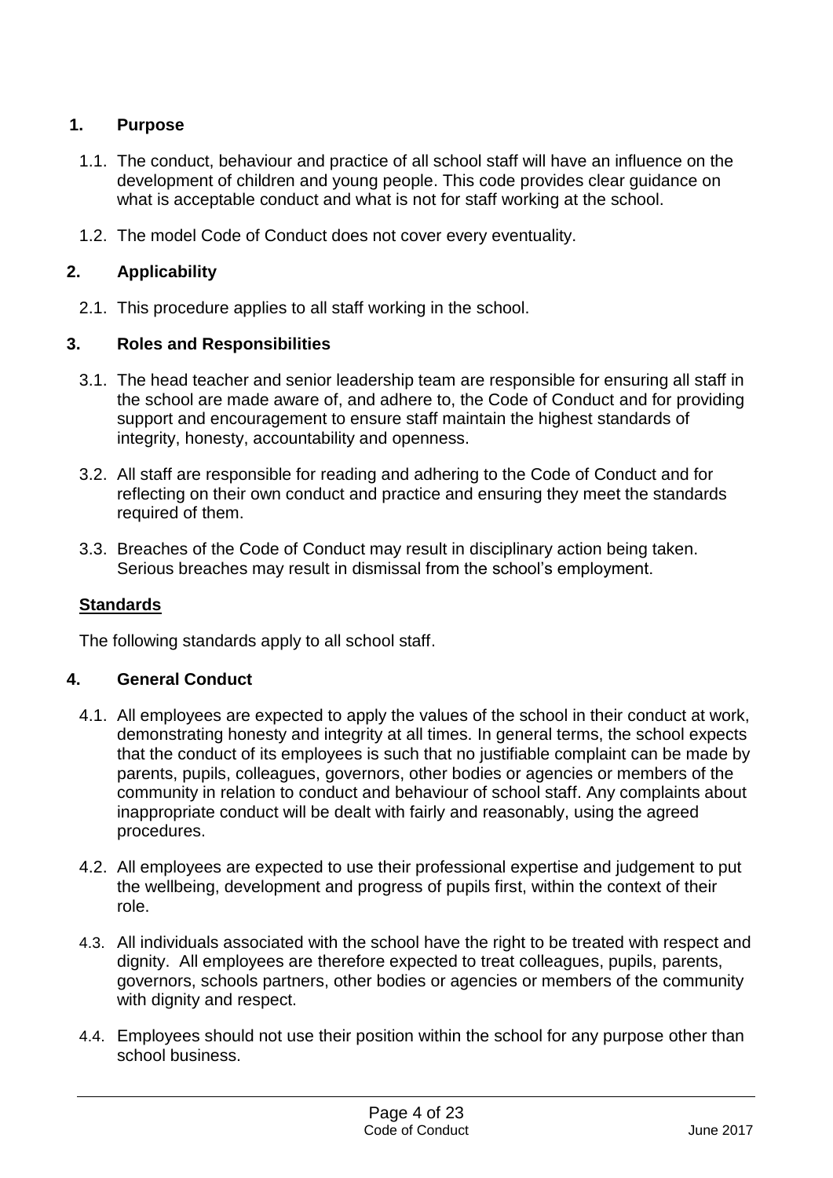## 1. Purpose

1.1. The conduct, behaviour and practice of all school staff will have an influence on the development of children and young people. This code provides clear guidance on what is acceptable conduct and what is not for staff working at the school.

1.2. The model Code of Conduct does not cover every eventuality.

## 2. Applicability

2.1. This procedure applies to all staff working in the school.

## 3. Roles and Responsibilities

3.1. The head teacher and senior leadership team are responsible for ensuring all staff in the school are made aware of, and adhere to, the Code of Conduct and for providing support and encouragement to ensure staff maintain the highest standards of integrity, honesty, accountability and openness.

3.2. All staff are responsible for reading and adhering to the Code of Conduct and for reflecting on their own conduct and practice and ensuring they meet the standards required of them.

3.3. Breaches of the Code of Conduct may result in disciplinary action being taken. Serious breaches may result in dismissal from the school's employment.

**Standards**

The following standards apply to all school staff.

## 4. General Conduct

4.1. All employees are expected to apply the values of the school in their conduct at work, demonstrating honesty and integrity at all times. In general terms, the school expects that the conduct of its employees is such that no justifiable complaint can be made by parents, pupils, colleagues, governors, other bodies or agencies or members of the community in relation to conduct and behaviour of school staff. Any complaints about inappropriate conduct will be dealt with fairly and reasonably, using the agreed procedures.

4.2. All employees are expected to use their professional expertise and judgement to put the wellbeing, development and progress of pupils first, within the context of their role.

4.3. All individuals associated with the school have the right to be treated with respect and dignity. All employees are therefore expected to treat colleagues, pupils, parents, governors, schools partners, other bodies or agencies or members of the community with dignity and respect.

4.4. Employees should not use their position within the school for any purpose other than school business.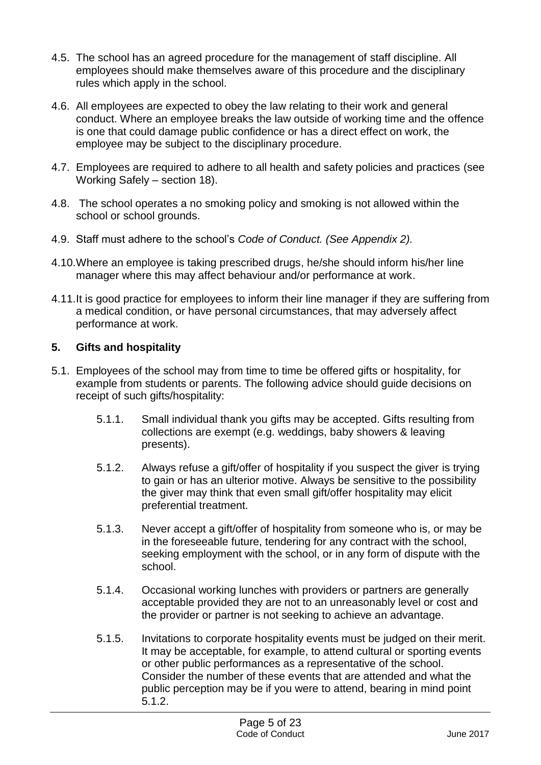4.5. The school has an agreed procedure for the management of staff discipline. All employees should make themselves aware of this procedure and the disciplinary rules which apply in the school.

4.6. All employees are expected to obey the law relating to their work and general conduct. Where an employee breaks the law outside of working time and the offence is one that could damage public confidence or has a direct effect on work, the employee may be subject to the disciplinary procedure.

4.7. Employees are required to adhere to all health and safety policies and practices (see Working Safely – section 18).

4.8. The school operates a no smoking policy and smoking is not allowed within the school or school grounds.

4.9. Staff must adhere to the school's *Code of Conduct. (See Appendix 2).*

4.10. Where an employee is taking prescribed drugs, he/she should inform his/her line manager where this may affect behaviour and/or performance at work.

4.11. It is good practice for employees to inform their line manager if they are suffering from a medical condition, or have personal circumstances, that may adversely affect performance at work.

## 5. Gifts and hospitality

5.1. Employees of the school may from time to time be offered gifts or hospitality, for example from students or parents. The following advice should guide decisions on receipt of such gifts/hospitality:

5.1.1. Small individual thank you gifts may be accepted. Gifts resulting from collections are exempt (e.g. weddings, baby showers & leaving presents).

5.1.2. Always refuse a gift/offer of hospitality if you suspect the giver is trying to gain or has an ulterior motive. Always be sensitive to the possibility the giver may think that even small gift/offer hospitality may elicit preferential treatment.

5.1.3. Never accept a gift/offer of hospitality from someone who is, or may be in the foreseeable future, tendering for any contract with the school, seeking employment with the school, or in any form of dispute with the school.

5.1.4. Occasional working lunches with providers or partners are generally acceptable provided they are not to an unreasonably level or cost and the provider or partner is not seeking to achieve an advantage.

5.1.5. Invitations to corporate hospitality events must be judged on their merit. It may be acceptable, for example, to attend cultural or sporting events or other public performances as a representative of the school. Consider the number of these events that are attended and what the public perception may be if you were to attend, bearing in mind point 5.1.2.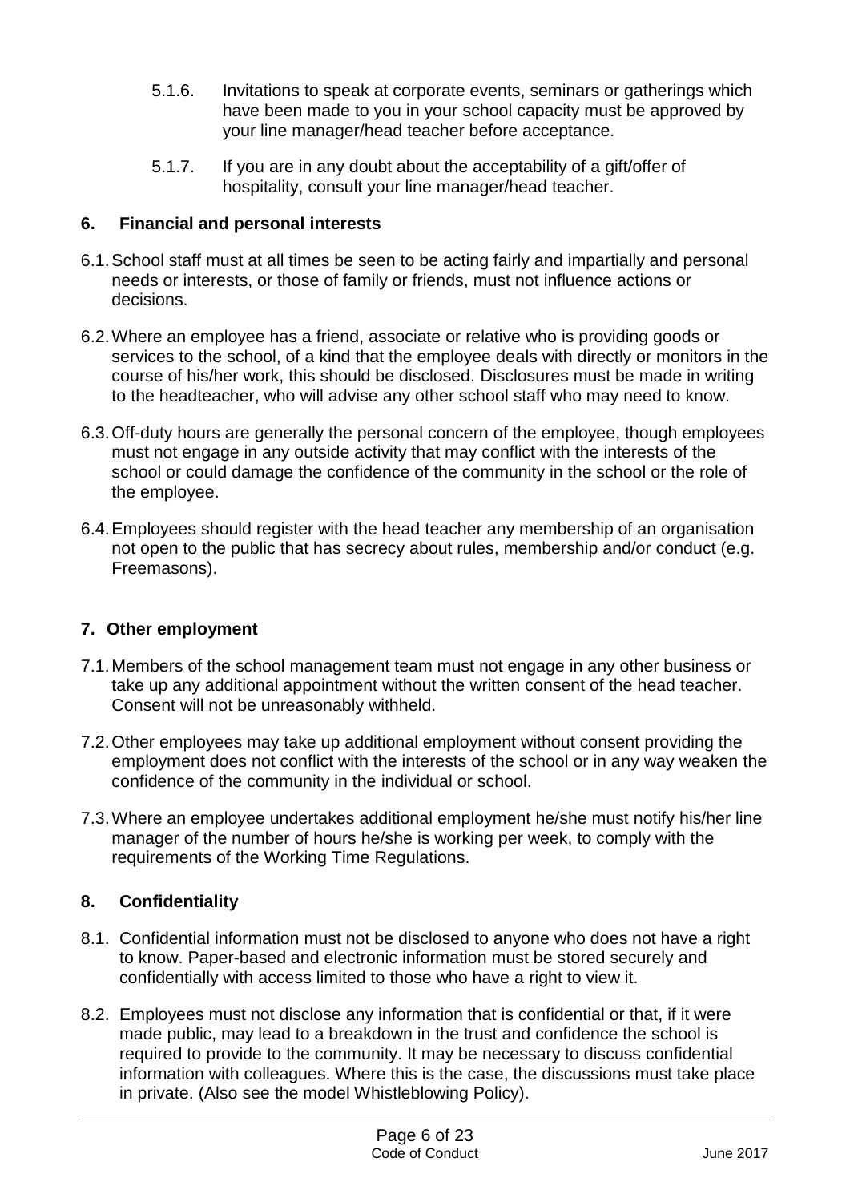5.1.6. Invitations to speak at corporate events, seminars or gatherings which have been made to you in your school capacity must be approved by your line manager/head teacher before acceptance.

5.1.7. If you are in any doubt about the acceptability of a gift/offer of hospitality, consult your line manager/head teacher.

## 6. Financial and personal interests

6.1. School staff must at all times be seen to be acting fairly and impartially and personal needs or interests, or those of family or friends, must not influence actions or decisions.

6.2. Where an employee has a friend, associate or relative who is providing goods or services to the school, of a kind that the employee deals with directly or monitors in the course of his/her work, this should be disclosed. Disclosures must be made in writing to the headteacher, who will advise any other school staff who may need to know.

6.3. Off-duty hours are generally the personal concern of the employee, though employees must not engage in any outside activity that may conflict with the interests of the school or could damage the confidence of the community in the school or the role of the employee.

6.4. Employees should register with the head teacher any membership of an organisation not open to the public that has secrecy about rules, membership and/or conduct (e.g. Freemasons).

## 7. Other employment

7.1. Members of the school management team must not engage in any other business or take up any additional appointment without the written consent of the head teacher. Consent will not be unreasonably withheld.

7.2. Other employees may take up additional employment without consent providing the employment does not conflict with the interests of the school or in any way weaken the confidence of the community in the individual or school.

7.3. Where an employee undertakes additional employment he/she must notify his/her line manager of the number of hours he/she is working per week, to comply with the requirements of the Working Time Regulations.

## 8. Confidentiality

8.1. Confidential information must not be disclosed to anyone who does not have a right to know. Paper-based and electronic information must be stored securely and confidentially with access limited to those who have a right to view it.

8.2. Employees must not disclose any information that is confidential or that, if it were made public, may lead to a breakdown in the trust and confidence the school is required to provide to the community. It may be necessary to discuss confidential information with colleagues. Where this is the case, the discussions must take place in private. (Also see the model Whistleblowing Policy).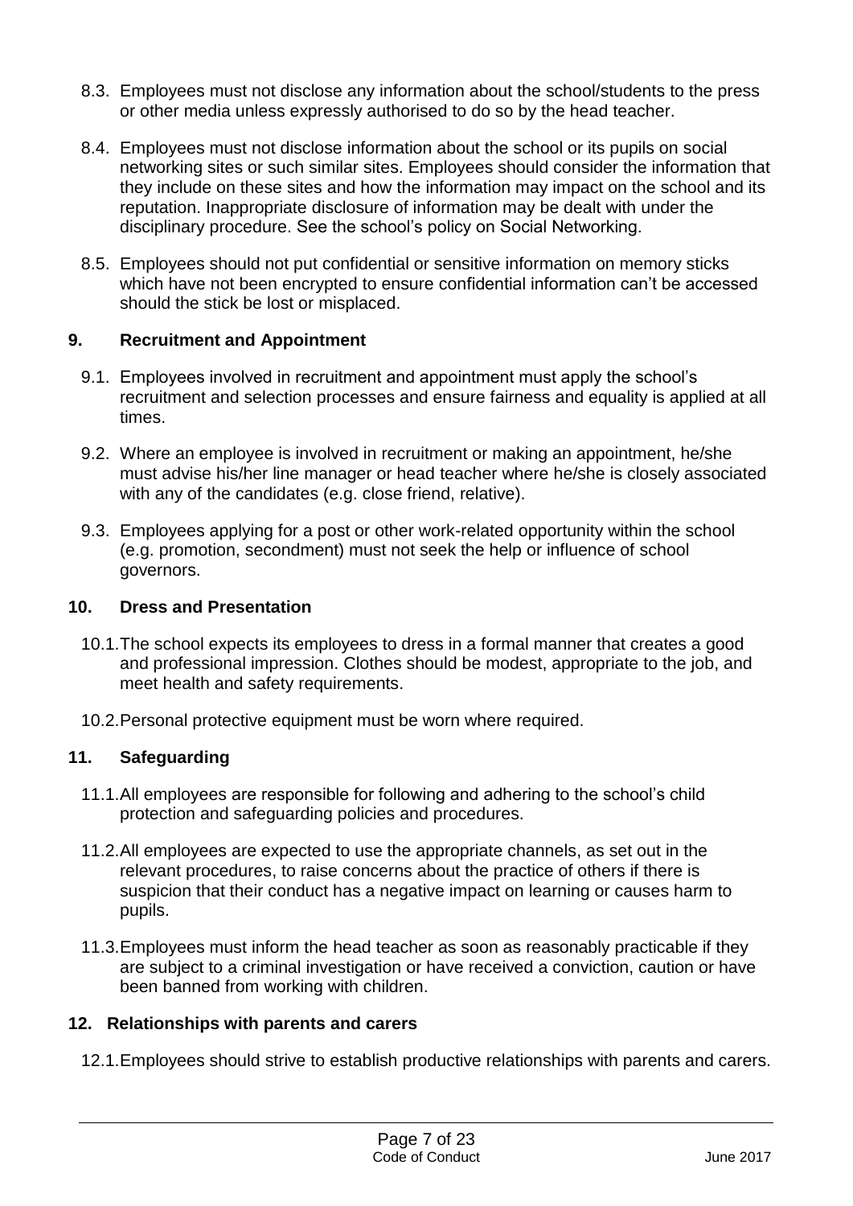8.3. Employees must not disclose any information about the school/students to the press or other media unless expressly authorised to do so by the head teacher.

8.4. Employees must not disclose information about the school or its pupils on social networking sites or such similar sites. Employees should consider the information that they include on these sites and how the information may impact on the school and its reputation. Inappropriate disclosure of information may be dealt with under the disciplinary procedure. See the school's policy on Social Networking.

8.5. Employees should not put confidential or sensitive information on memory sticks which have not been encrypted to ensure confidential information can't be accessed should the stick be lost or misplaced.

## 9. Recruitment and Appointment

9.1. Employees involved in recruitment and appointment must apply the school's recruitment and selection processes and ensure fairness and equality is applied at all times.

9.2. Where an employee is involved in recruitment or making an appointment, he/she must advise his/her line manager or head teacher where he/she is closely associated with any of the candidates (e.g. close friend, relative).

9.3. Employees applying for a post or other work-related opportunity within the school (e.g. promotion, secondment) must not seek the help or influence of school governors.

## 10. Dress and Presentation

10.1. The school expects its employees to dress in a formal manner that creates a good and professional impression. Clothes should be modest, appropriate to the job, and meet health and safety requirements.

10.2. Personal protective equipment must be worn where required.

## 11. Safeguarding

11.1. All employees are responsible for following and adhering to the school's child protection and safeguarding policies and procedures.

11.2. All employees are expected to use the appropriate channels, as set out in the relevant procedures, to raise concerns about the practice of others if there is suspicion that their conduct has a negative impact on learning or causes harm to pupils.

11.3. Employees must inform the head teacher as soon as reasonably practicable if they are subject to a criminal investigation or have received a conviction, caution or have been banned from working with children.

## 12. Relationships with parents and carers

12.1. Employees should strive to establish productive relationships with parents and carers.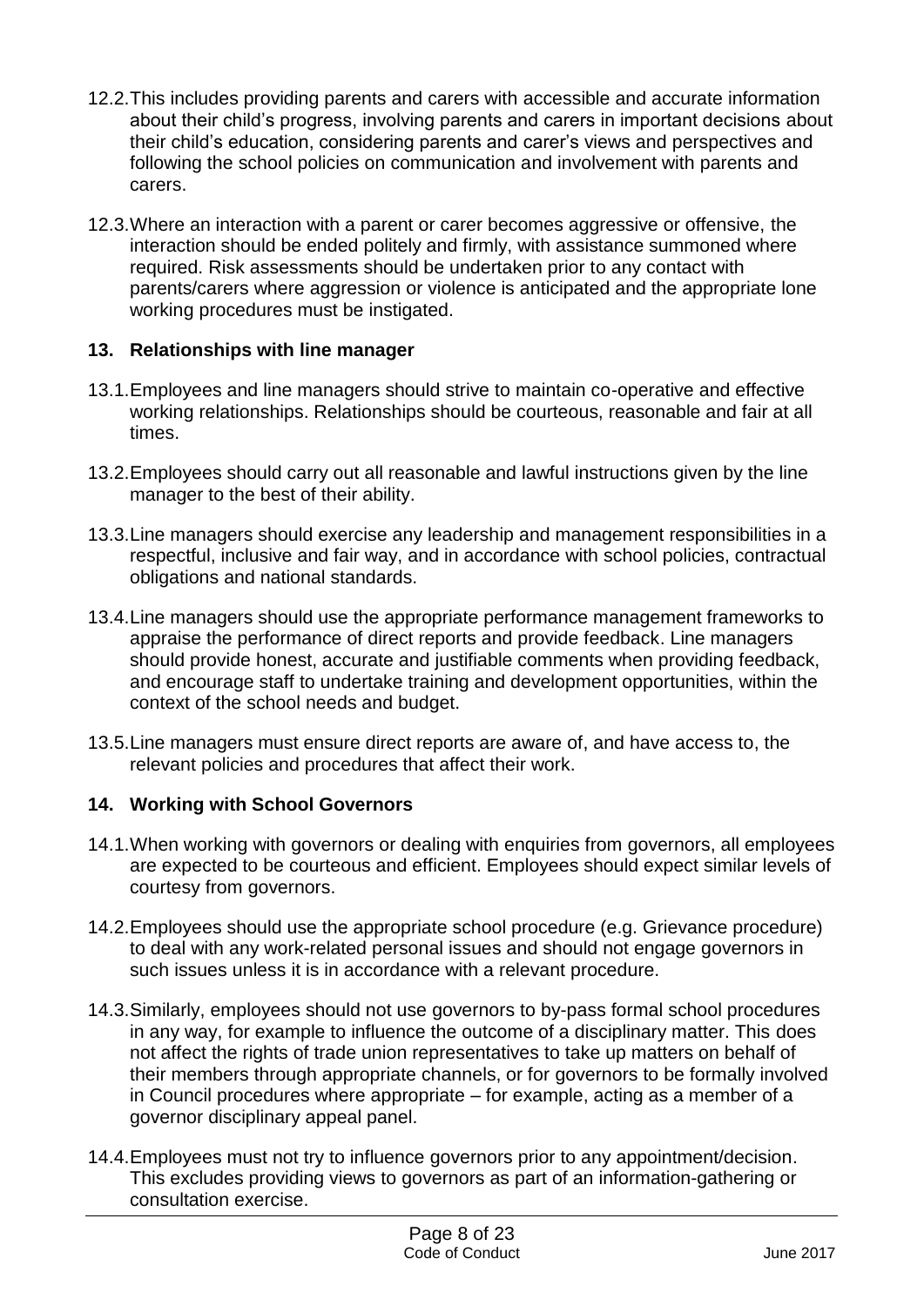12.2. This includes providing parents and carers with accessible and accurate information about their child's progress, involving parents and carers in important decisions about their child's education, considering parents and carer's views and perspectives and following the school policies on communication and involvement with parents and carers.

12.3. Where an interaction with a parent or carer becomes aggressive or offensive, the interaction should be ended politely and firmly, with assistance summoned where required. Risk assessments should be undertaken prior to any contact with parents/carers where aggression or violence is anticipated and the appropriate lone working procedures must be instigated.

## 13. Relationships with line manager

13.1. Employees and line managers should strive to maintain co-operative and effective working relationships. Relationships should be courteous, reasonable and fair at all times.

13.2. Employees should carry out all reasonable and lawful instructions given by the line manager to the best of their ability.

13.3. Line managers should exercise any leadership and management responsibilities in a respectful, inclusive and fair way, and in accordance with school policies, contractual obligations and national standards.

13.4. Line managers should use the appropriate performance management frameworks to appraise the performance of direct reports and provide feedback. Line managers should provide honest, accurate and justifiable comments when providing feedback, and encourage staff to undertake training and development opportunities, within the context of the school needs and budget.

13.5. Line managers must ensure direct reports are aware of, and have access to, the relevant policies and procedures that affect their work.

## 14. Working with School Governors

14.1. When working with governors or dealing with enquiries from governors, all employees are expected to be courteous and efficient. Employees should expect similar levels of courtesy from governors.

14.2. Employees should use the appropriate school procedure (e.g. Grievance procedure) to deal with any work-related personal issues and should not engage governors in such issues unless it is in accordance with a relevant procedure.

14.3. Similarly, employees should not use governors to by-pass formal school procedures in any way, for example to influence the outcome of a disciplinary matter. This does not affect the rights of trade union representatives to take up matters on behalf of their members through appropriate channels, or for governors to be formally involved in Council procedures where appropriate – for example, acting as a member of a governor disciplinary appeal panel.

14.4. Employees must not try to influence governors prior to any appointment/decision. This excludes providing views to governors as part of an information-gathering or consultation exercise.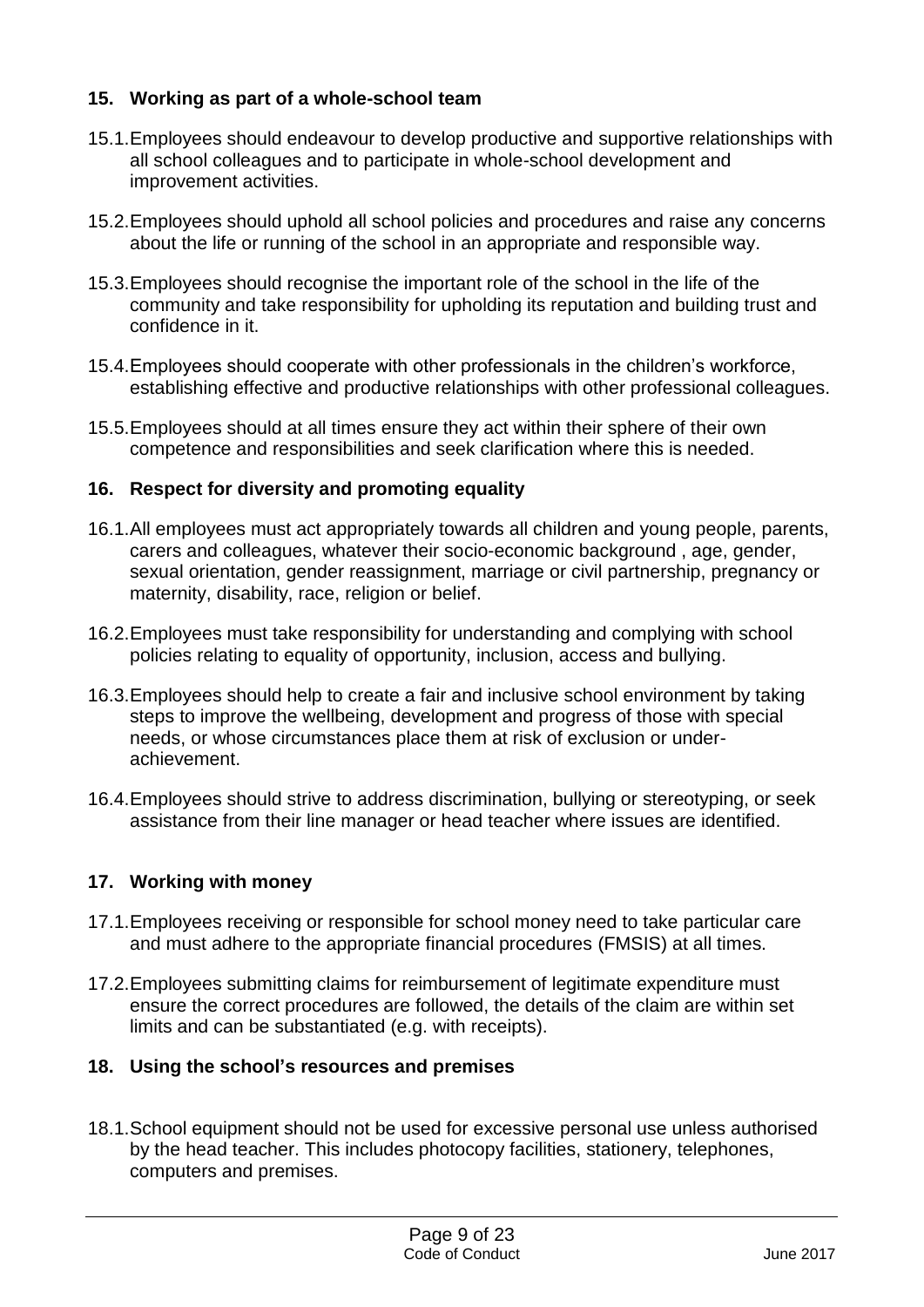## 15. Working as part of a whole-school team

15.1. Employees should endeavour to develop productive and supportive relationships with all school colleagues and to participate in whole-school development and improvement activities.

15.2. Employees should uphold all school policies and procedures and raise any concerns about the life or running of the school in an appropriate and responsible way.

15.3. Employees should recognise the important role of the school in the life of the community and take responsibility for upholding its reputation and building trust and confidence in it.

15.4. Employees should cooperate with other professionals in the children's workforce, establishing effective and productive relationships with other professional colleagues.

15.5. Employees should at all times ensure they act within their sphere of their own competence and responsibilities and seek clarification where this is needed.

## 16. Respect for diversity and promoting equality

16.1. All employees must act appropriately towards all children and young people, parents, carers and colleagues, whatever their socio-economic background , age, gender, sexual orientation, gender reassignment, marriage or civil partnership, pregnancy or maternity, disability, race, religion or belief.

16.2. Employees must take responsibility for understanding and complying with school policies relating to equality of opportunity, inclusion, access and bullying.

16.3. Employees should help to create a fair and inclusive school environment by taking steps to improve the wellbeing, development and progress of those with special needs, or whose circumstances place them at risk of exclusion or under-achievement.

16.4. Employees should strive to address discrimination, bullying or stereotyping, or seek assistance from their line manager or head teacher where issues are identified.

## 17. Working with money

17.1. Employees receiving or responsible for school money need to take particular care and must adhere to the appropriate financial procedures (FMSIS) at all times.

17.2. Employees submitting claims for reimbursement of legitimate expenditure must ensure the correct procedures are followed, the details of the claim are within set limits and can be substantiated (e.g. with receipts).

## 18. Using the school's resources and premises

18.1. School equipment should not be used for excessive personal use unless authorised by the head teacher. This includes photocopy facilities, stationery, telephones, computers and premises.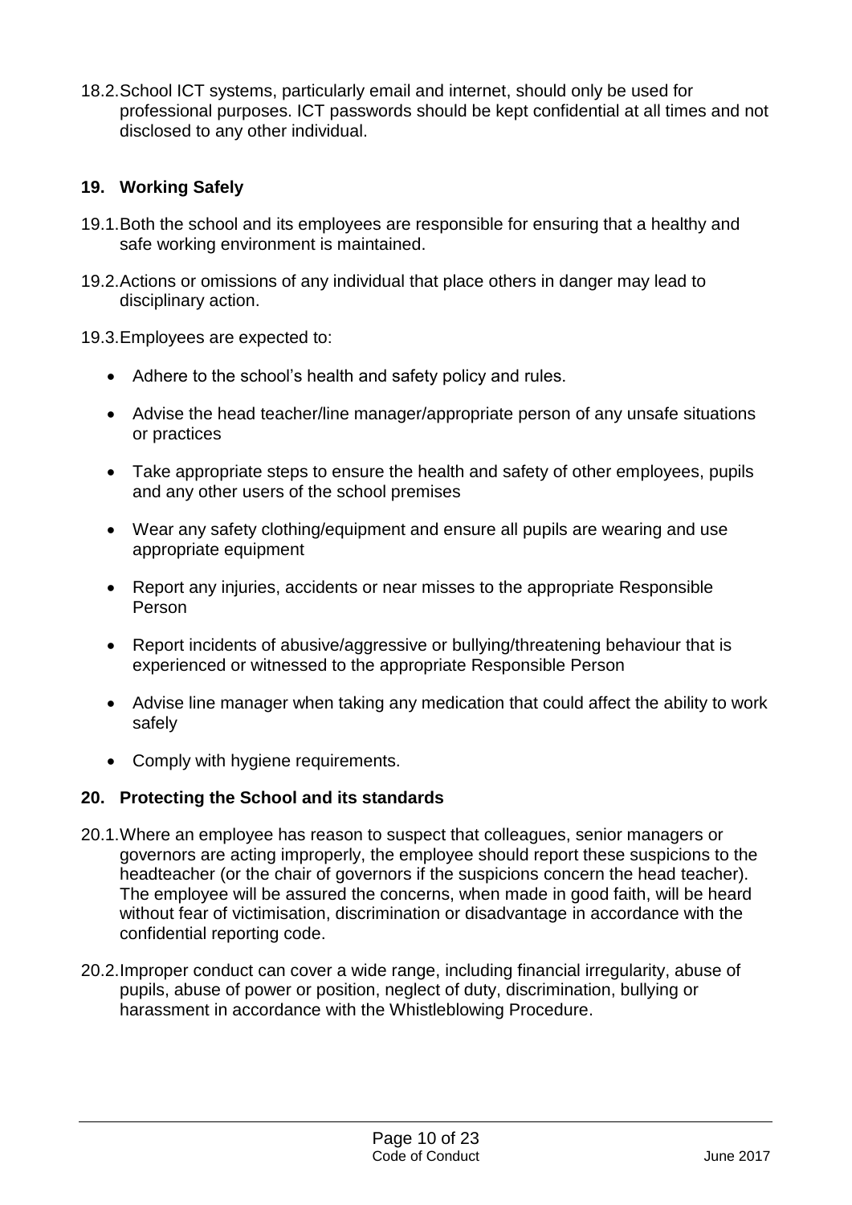18.2. School ICT systems, particularly email and internet, should only be used for professional purposes. ICT passwords should be kept confidential at all times and not disclosed to any other individual.

## 19. Working Safely

19.1. Both the school and its employees are responsible for ensuring that a healthy and safe working environment is maintained.

19.2. Actions or omissions of any individual that place others in danger may lead to disciplinary action.

19.3. Employees are expected to:

- Adhere to the school's health and safety policy and rules.
- Advise the head teacher/line manager/appropriate person of any unsafe situations or practices
- Take appropriate steps to ensure the health and safety of other employees, pupils and any other users of the school premises
- Wear any safety clothing/equipment and ensure all pupils are wearing and use appropriate equipment
- Report any injuries, accidents or near misses to the appropriate Responsible Person
- Report incidents of abusive/aggressive or bullying/threatening behaviour that is experienced or witnessed to the appropriate Responsible Person
- Advise line manager when taking any medication that could affect the ability to work safely
- Comply with hygiene requirements.

## 20. Protecting the School and its standards

20.1. Where an employee has reason to suspect that colleagues, senior managers or governors are acting improperly, the employee should report these suspicions to the headteacher (or the chair of governors if the suspicions concern the head teacher). The employee will be assured the concerns, when made in good faith, will be heard without fear of victimisation, discrimination or disadvantage in accordance with the confidential reporting code.

20.2. Improper conduct can cover a wide range, including financial irregularity, abuse of pupils, abuse of power or position, neglect of duty, discrimination, bullying or harassment in accordance with the Whistleblowing Procedure.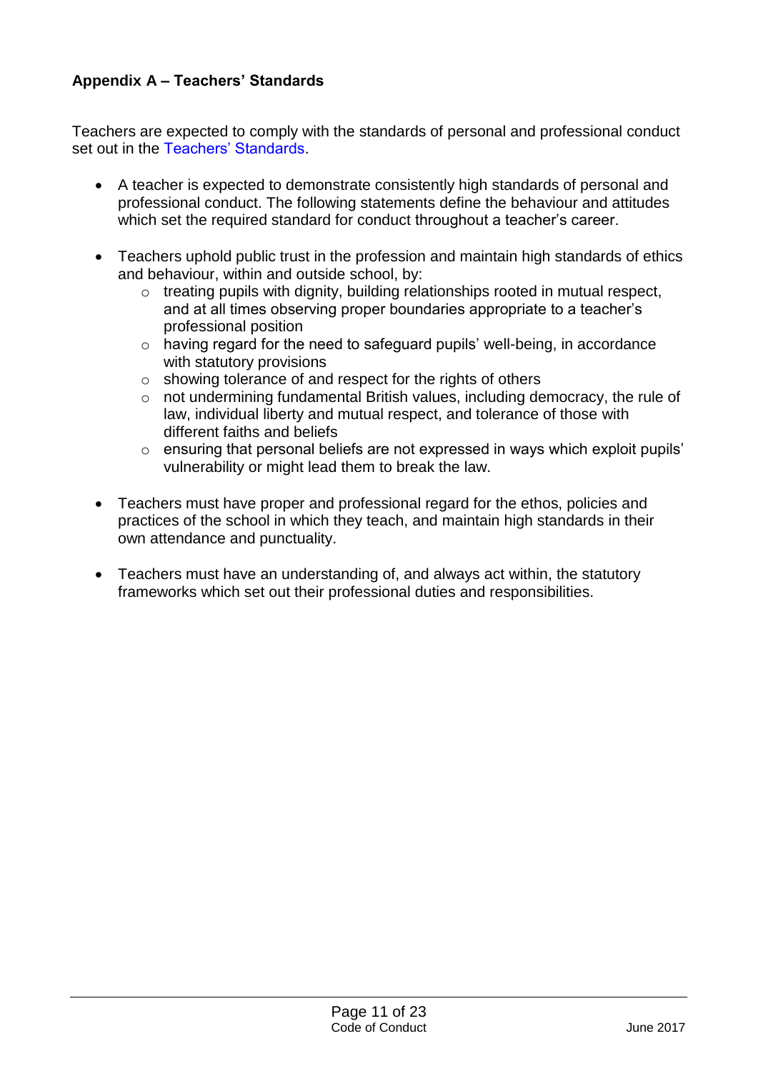## Appendix A – Teachers' Standards

Teachers are expected to comply with the standards of personal and professional conduct set out in the Teachers' Standards.

- A teacher is expected to demonstrate consistently high standards of personal and professional conduct. The following statements define the behaviour and attitudes which set the required standard for conduct throughout a teacher's career.

- Teachers uphold public trust in the profession and maintain high standards of ethics and behaviour, within and outside school, by:
    - treating pupils with dignity, building relationships rooted in mutual respect, and at all times observing proper boundaries appropriate to a teacher's professional position
    - having regard for the need to safeguard pupils' well-being, in accordance with statutory provisions
    - showing tolerance of and respect for the rights of others
    - not undermining fundamental British values, including democracy, the rule of law, individual liberty and mutual respect, and tolerance of those with different faiths and beliefs
    - ensuring that personal beliefs are not expressed in ways which exploit pupils' vulnerability or might lead them to break the law.

- Teachers must have proper and professional regard for the ethos, policies and practices of the school in which they teach, and maintain high standards in their own attendance and punctuality.

- Teachers must have an understanding of, and always act within, the statutory frameworks which set out their professional duties and responsibilities.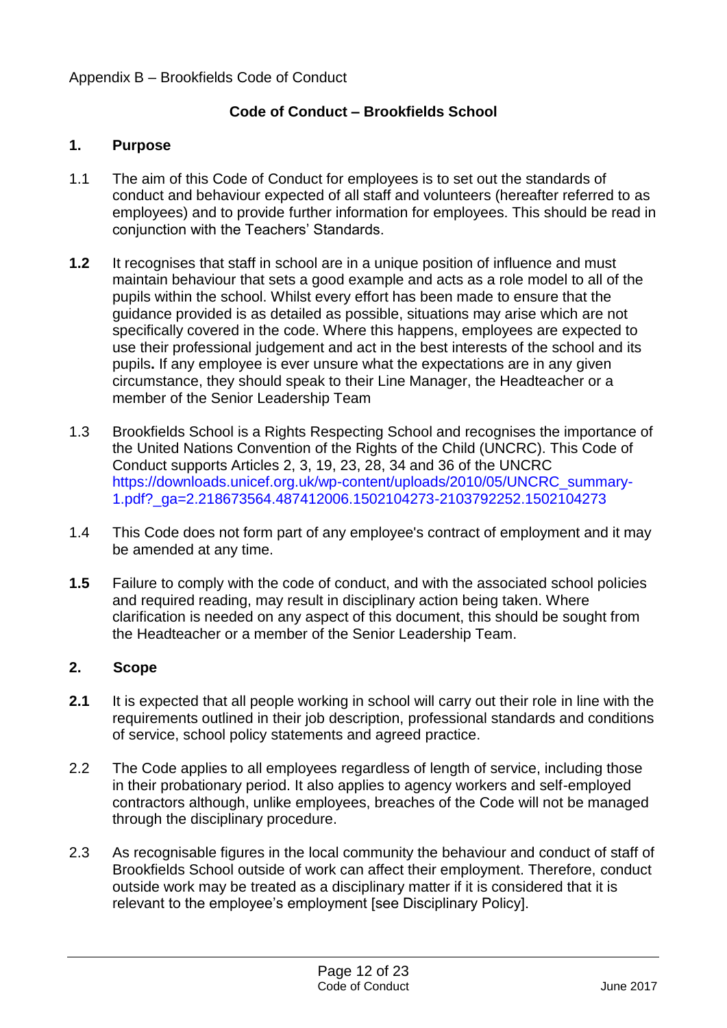Appendix B – Brookfields Code of Conduct

## Code of Conduct – Brookfields School

### 1. Purpose

1.1 The aim of this Code of Conduct for employees is to set out the standards of conduct and behaviour expected of all staff and volunteers (hereafter referred to as employees) and to provide further information for employees. This should be read in conjunction with the Teachers' Standards.

**1.2** It recognises that staff in school are in a unique position of influence and must maintain behaviour that sets a good example and acts as a role model to all of the pupils within the school. Whilst every effort has been made to ensure that the guidance provided is as detailed as possible, situations may arise which are not specifically covered in the code. Where this happens, employees are expected to use their professional judgement and act in the best interests of the school and its pupils**.** If any employee is ever unsure what the expectations are in any given circumstance, they should speak to their Line Manager, the Headteacher or a member of the Senior Leadership Team

1.3 Brookfields School is a Rights Respecting School and recognises the importance of the United Nations Convention of the Rights of the Child (UNCRC). This Code of Conduct supports Articles 2, 3, 19, 23, 28, 34 and 36 of the UNCRC https://downloads.unicef.org.uk/wp-content/uploads/2010/05/UNCRC_summary-1.pdf?_ga=2.218673564.487412006.1502104273-2103792252.1502104273

1.4 This Code does not form part of any employee's contract of employment and it may be amended at any time.

**1.5** Failure to comply with the code of conduct, and with the associated school policies and required reading, may result in disciplinary action being taken. Where clarification is needed on any aspect of this document, this should be sought from the Headteacher or a member of the Senior Leadership Team.

### 2. Scope

**2.1** It is expected that all people working in school will carry out their role in line with the requirements outlined in their job description, professional standards and conditions of service, school policy statements and agreed practice.

2.2 The Code applies to all employees regardless of length of service, including those in their probationary period. It also applies to agency workers and self-employed contractors although, unlike employees, breaches of the Code will not be managed through the disciplinary procedure.

2.3 As recognisable figures in the local community the behaviour and conduct of staff of Brookfields School outside of work can affect their employment. Therefore, conduct outside work may be treated as a disciplinary matter if it is considered that it is relevant to the employee's employment [see Disciplinary Policy].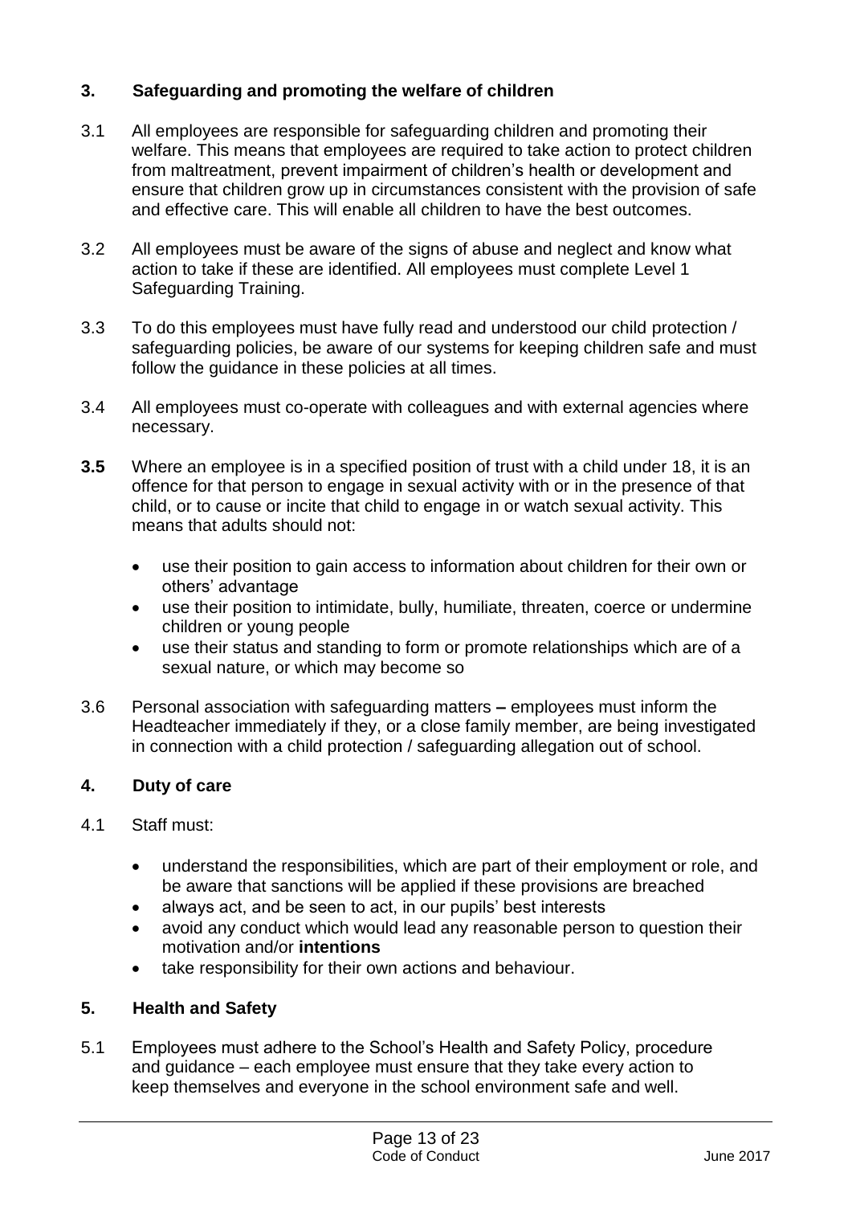## 3. Safeguarding and promoting the welfare of children

3.1 All employees are responsible for safeguarding children and promoting their welfare. This means that employees are required to take action to protect children from maltreatment, prevent impairment of children's health or development and ensure that children grow up in circumstances consistent with the provision of safe and effective care. This will enable all children to have the best outcomes.

3.2 All employees must be aware of the signs of abuse and neglect and know what action to take if these are identified. All employees must complete Level 1 Safeguarding Training.

3.3 To do this employees must have fully read and understood our child protection / safeguarding policies, be aware of our systems for keeping children safe and must follow the guidance in these policies at all times.

3.4 All employees must co-operate with colleagues and with external agencies where necessary.

**3.5** Where an employee is in a specified position of trust with a child under 18, it is an offence for that person to engage in sexual activity with or in the presence of that child, or to cause or incite that child to engage in or watch sexual activity. This means that adults should not:

- use their position to gain access to information about children for their own or others' advantage
- use their position to intimidate, bully, humiliate, threaten, coerce or undermine children or young people
- use their status and standing to form or promote relationships which are of a sexual nature, or which may become so

3.6 Personal association with safeguarding matters **–** employees must inform the Headteacher immediately if they, or a close family member, are being investigated in connection with a child protection / safeguarding allegation out of school.

## 4. Duty of care

4.1 Staff must:

- understand the responsibilities, which are part of their employment or role, and be aware that sanctions will be applied if these provisions are breached
- always act, and be seen to act, in our pupils' best interests
- avoid any conduct which would lead any reasonable person to question their motivation and/or **intentions**
- take responsibility for their own actions and behaviour.

## 5. Health and Safety

5.1 Employees must adhere to the School's Health and Safety Policy, procedure and guidance – each employee must ensure that they take every action to keep themselves and everyone in the school environment safe and well.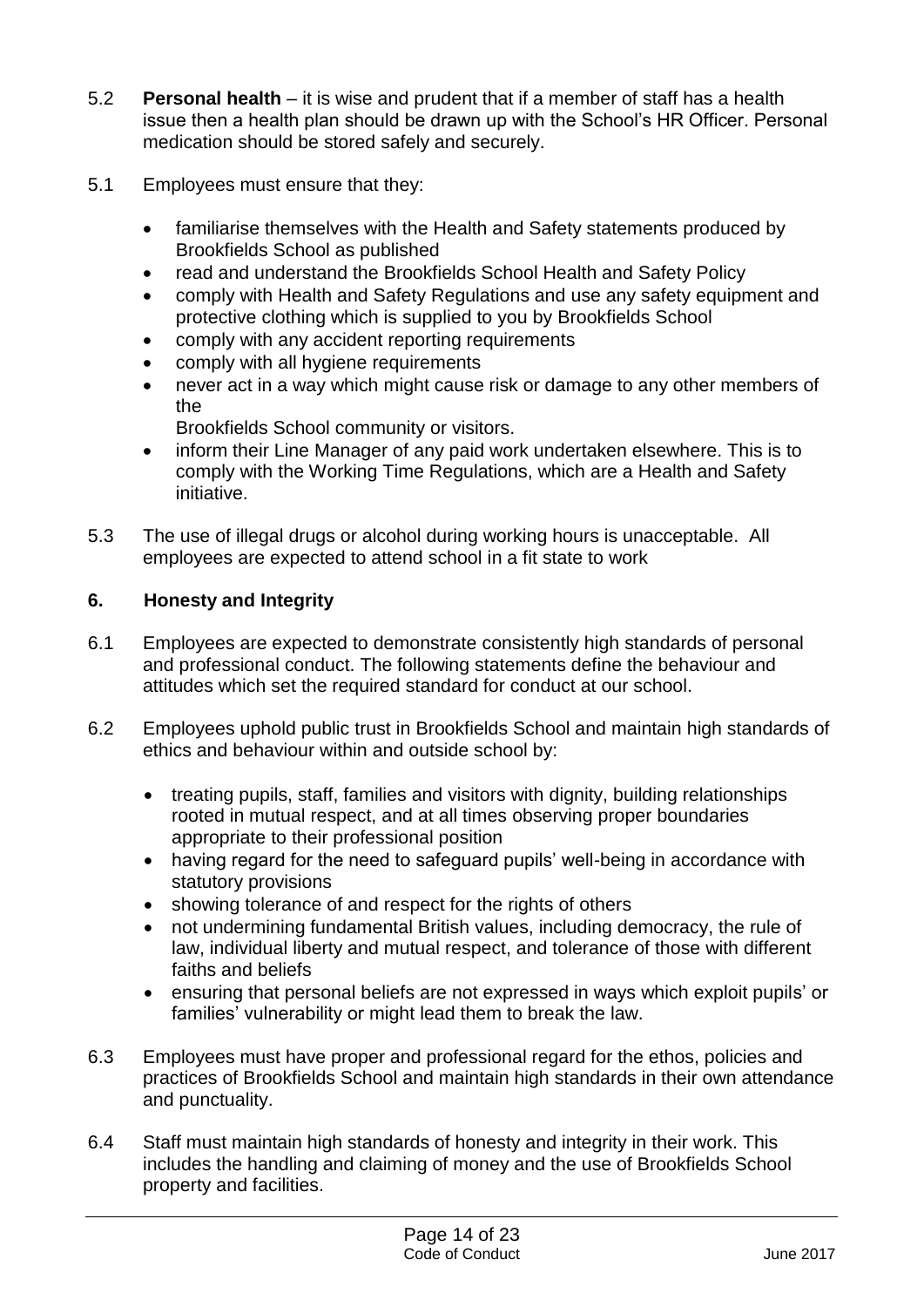5.2 **Personal health** – it is wise and prudent that if a member of staff has a health issue then a health plan should be drawn up with the School's HR Officer. Personal medication should be stored safely and securely.

5.1 Employees must ensure that they:

- familiarise themselves with the Health and Safety statements produced by Brookfields School as published
- read and understand the Brookfields School Health and Safety Policy
- comply with Health and Safety Regulations and use any safety equipment and protective clothing which is supplied to you by Brookfields School
- comply with any accident reporting requirements
- comply with all hygiene requirements
- never act in a way which might cause risk or damage to any other members of the Brookfields School community or visitors.
- inform their Line Manager of any paid work undertaken elsewhere. This is to comply with the Working Time Regulations, which are a Health and Safety initiative.

5.3 The use of illegal drugs or alcohol during working hours is unacceptable. All employees are expected to attend school in a fit state to work

## 6. Honesty and Integrity

6.1 Employees are expected to demonstrate consistently high standards of personal and professional conduct. The following statements define the behaviour and attitudes which set the required standard for conduct at our school.

6.2 Employees uphold public trust in Brookfields School and maintain high standards of ethics and behaviour within and outside school by:

- treating pupils, staff, families and visitors with dignity, building relationships rooted in mutual respect, and at all times observing proper boundaries appropriate to their professional position
- having regard for the need to safeguard pupils' well-being in accordance with statutory provisions
- showing tolerance of and respect for the rights of others
- not undermining fundamental British values, including democracy, the rule of law, individual liberty and mutual respect, and tolerance of those with different faiths and beliefs
- ensuring that personal beliefs are not expressed in ways which exploit pupils' or families' vulnerability or might lead them to break the law.

6.3 Employees must have proper and professional regard for the ethos, policies and practices of Brookfields School and maintain high standards in their own attendance and punctuality.

6.4 Staff must maintain high standards of honesty and integrity in their work. This includes the handling and claiming of money and the use of Brookfields School property and facilities.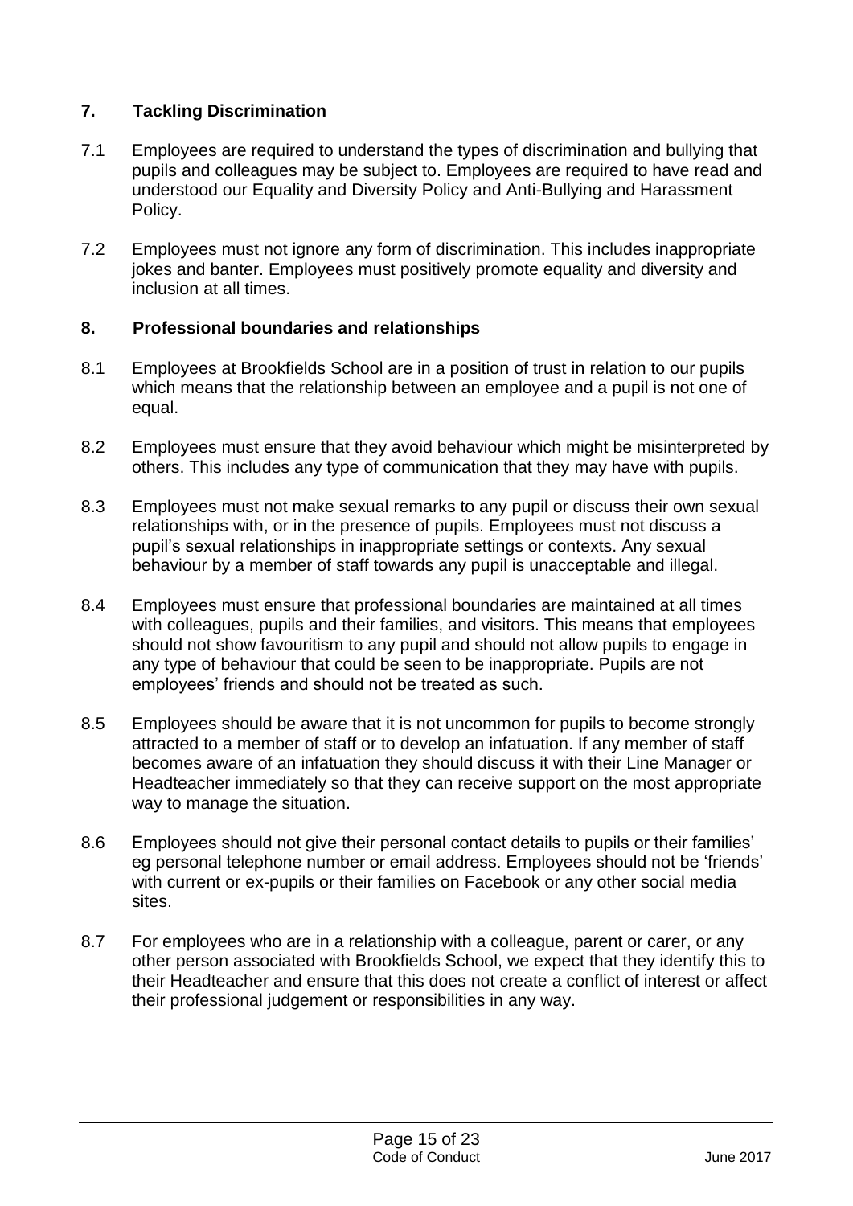## 7. Tackling Discrimination

7.1 Employees are required to understand the types of discrimination and bullying that pupils and colleagues may be subject to. Employees are required to have read and understood our Equality and Diversity Policy and Anti-Bullying and Harassment Policy.

7.2 Employees must not ignore any form of discrimination. This includes inappropriate jokes and banter. Employees must positively promote equality and diversity and inclusion at all times.

## 8. Professional boundaries and relationships

8.1 Employees at Brookfields School are in a position of trust in relation to our pupils which means that the relationship between an employee and a pupil is not one of equal.

8.2 Employees must ensure that they avoid behaviour which might be misinterpreted by others. This includes any type of communication that they may have with pupils.

8.3 Employees must not make sexual remarks to any pupil or discuss their own sexual relationships with, or in the presence of pupils. Employees must not discuss a pupil's sexual relationships in inappropriate settings or contexts. Any sexual behaviour by a member of staff towards any pupil is unacceptable and illegal.

8.4 Employees must ensure that professional boundaries are maintained at all times with colleagues, pupils and their families, and visitors. This means that employees should not show favouritism to any pupil and should not allow pupils to engage in any type of behaviour that could be seen to be inappropriate. Pupils are not employees' friends and should not be treated as such.

8.5 Employees should be aware that it is not uncommon for pupils to become strongly attracted to a member of staff or to develop an infatuation. If any member of staff becomes aware of an infatuation they should discuss it with their Line Manager or Headteacher immediately so that they can receive support on the most appropriate way to manage the situation.

8.6 Employees should not give their personal contact details to pupils or their families' eg personal telephone number or email address. Employees should not be 'friends' with current or ex-pupils or their families on Facebook or any other social media sites.

8.7 For employees who are in a relationship with a colleague, parent or carer, or any other person associated with Brookfields School, we expect that they identify this to their Headteacher and ensure that this does not create a conflict of interest or affect their professional judgement or responsibilities in any way.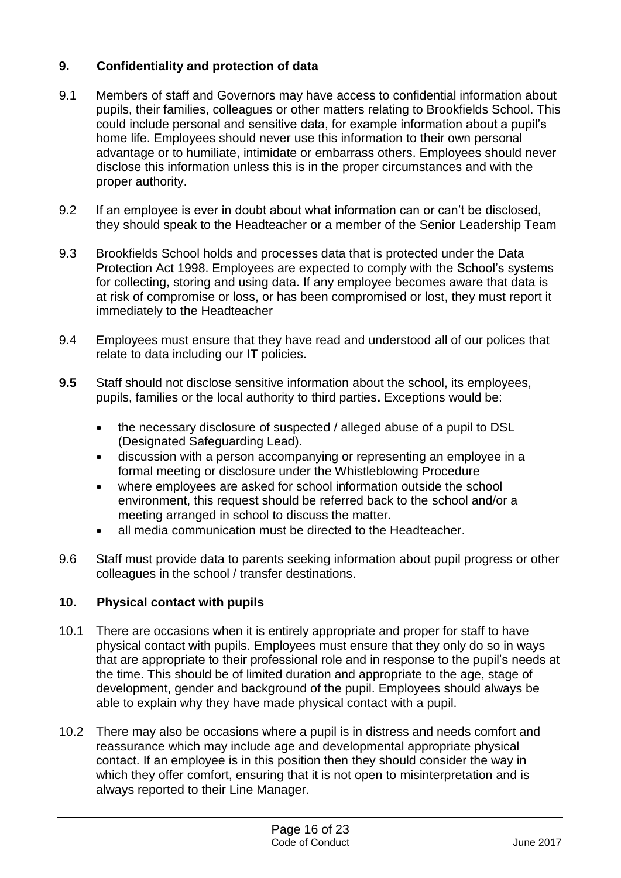## 9. Confidentiality and protection of data

9.1 Members of staff and Governors may have access to confidential information about pupils, their families, colleagues or other matters relating to Brookfields School. This could include personal and sensitive data, for example information about a pupil's home life. Employees should never use this information to their own personal advantage or to humiliate, intimidate or embarrass others. Employees should never disclose this information unless this is in the proper circumstances and with the proper authority.

9.2 If an employee is ever in doubt about what information can or can't be disclosed, they should speak to the Headteacher or a member of the Senior Leadership Team

9.3 Brookfields School holds and processes data that is protected under the Data Protection Act 1998. Employees are expected to comply with the School's systems for collecting, storing and using data. If any employee becomes aware that data is at risk of compromise or loss, or has been compromised or lost, they must report it immediately to the Headteacher

9.4 Employees must ensure that they have read and understood all of our polices that relate to data including our IT policies.

**9.5** Staff should not disclose sensitive information about the school, its employees, pupils, families or the local authority to third parties**.** Exceptions would be:

- the necessary disclosure of suspected / alleged abuse of a pupil to DSL (Designated Safeguarding Lead).
- discussion with a person accompanying or representing an employee in a formal meeting or disclosure under the Whistleblowing Procedure
- where employees are asked for school information outside the school environment, this request should be referred back to the school and/or a meeting arranged in school to discuss the matter.
- all media communication must be directed to the Headteacher.

9.6 Staff must provide data to parents seeking information about pupil progress or other colleagues in the school / transfer destinations.

## 10. Physical contact with pupils

10.1 There are occasions when it is entirely appropriate and proper for staff to have physical contact with pupils. Employees must ensure that they only do so in ways that are appropriate to their professional role and in response to the pupil's needs at the time. This should be of limited duration and appropriate to the age, stage of development, gender and background of the pupil. Employees should always be able to explain why they have made physical contact with a pupil.

10.2 There may also be occasions where a pupil is in distress and needs comfort and reassurance which may include age and developmental appropriate physical contact. If an employee is in this position then they should consider the way in which they offer comfort, ensuring that it is not open to misinterpretation and is always reported to their Line Manager.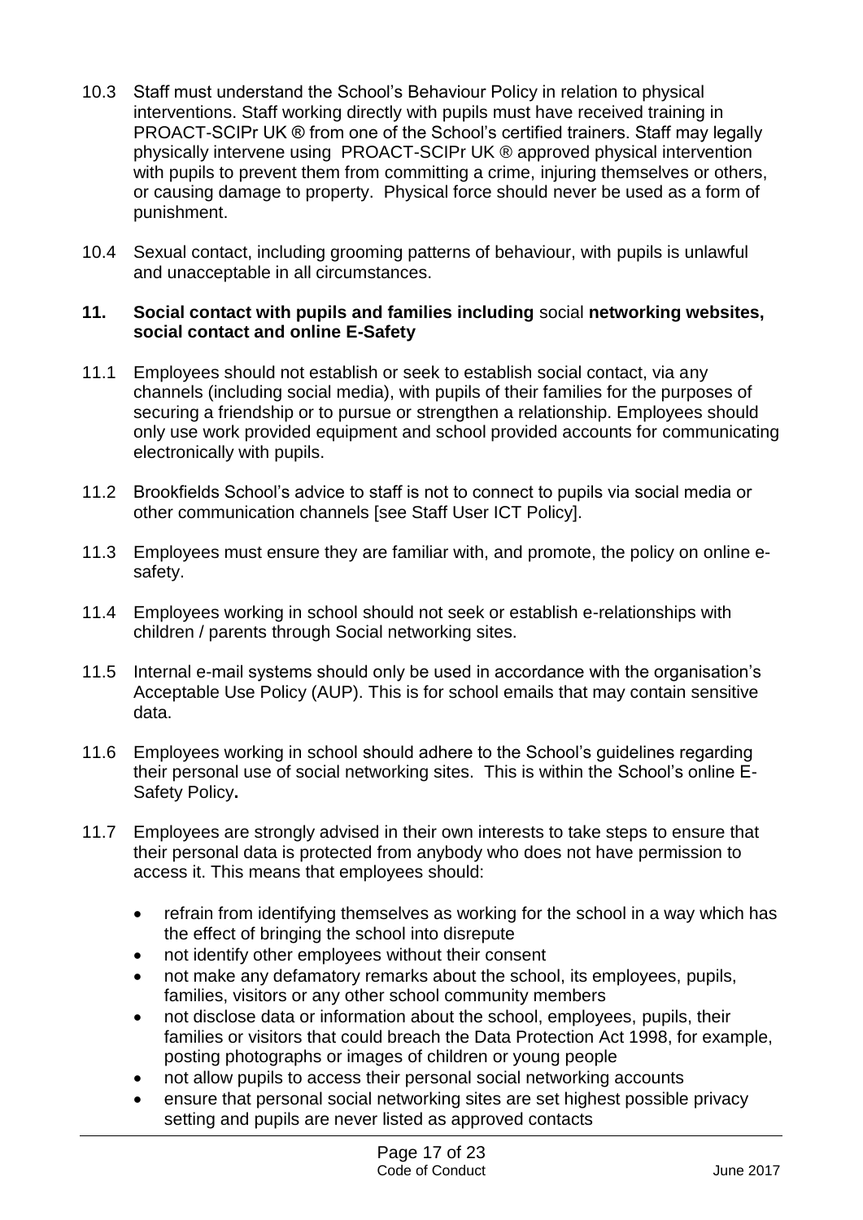10.3 Staff must understand the School's Behaviour Policy in relation to physical interventions. Staff working directly with pupils must have received training in PROACT-SCIPr UK ® from one of the School's certified trainers. Staff may legally physically intervene using PROACT-SCIPr UK ® approved physical intervention with pupils to prevent them from committing a crime, injuring themselves or others, or causing damage to property. Physical force should never be used as a form of punishment.

10.4 Sexual contact, including grooming patterns of behaviour, with pupils is unlawful and unacceptable in all circumstances.

## 11. Social contact with pupils and families including social networking websites, social contact and online E-Safety

11.1 Employees should not establish or seek to establish social contact, via any channels (including social media), with pupils of their families for the purposes of securing a friendship or to pursue or strengthen a relationship. Employees should only use work provided equipment and school provided accounts for communicating electronically with pupils.

11.2 Brookfields School's advice to staff is not to connect to pupils via social media or other communication channels [see Staff User ICT Policy].

11.3 Employees must ensure they are familiar with, and promote, the policy on online e-safety.

11.4 Employees working in school should not seek or establish e-relationships with children / parents through Social networking sites.

11.5 Internal e-mail systems should only be used in accordance with the organisation's Acceptable Use Policy (AUP). This is for school emails that may contain sensitive data.

11.6 Employees working in school should adhere to the School's guidelines regarding their personal use of social networking sites. This is within the School's online E-Safety Policy**.**

11.7 Employees are strongly advised in their own interests to take steps to ensure that their personal data is protected from anybody who does not have permission to access it. This means that employees should:

- refrain from identifying themselves as working for the school in a way which has the effect of bringing the school into disrepute
- not identify other employees without their consent
- not make any defamatory remarks about the school, its employees, pupils, families, visitors or any other school community members
- not disclose data or information about the school, employees, pupils, their families or visitors that could breach the Data Protection Act 1998, for example, posting photographs or images of children or young people
- not allow pupils to access their personal social networking accounts
- ensure that personal social networking sites are set highest possible privacy setting and pupils are never listed as approved contacts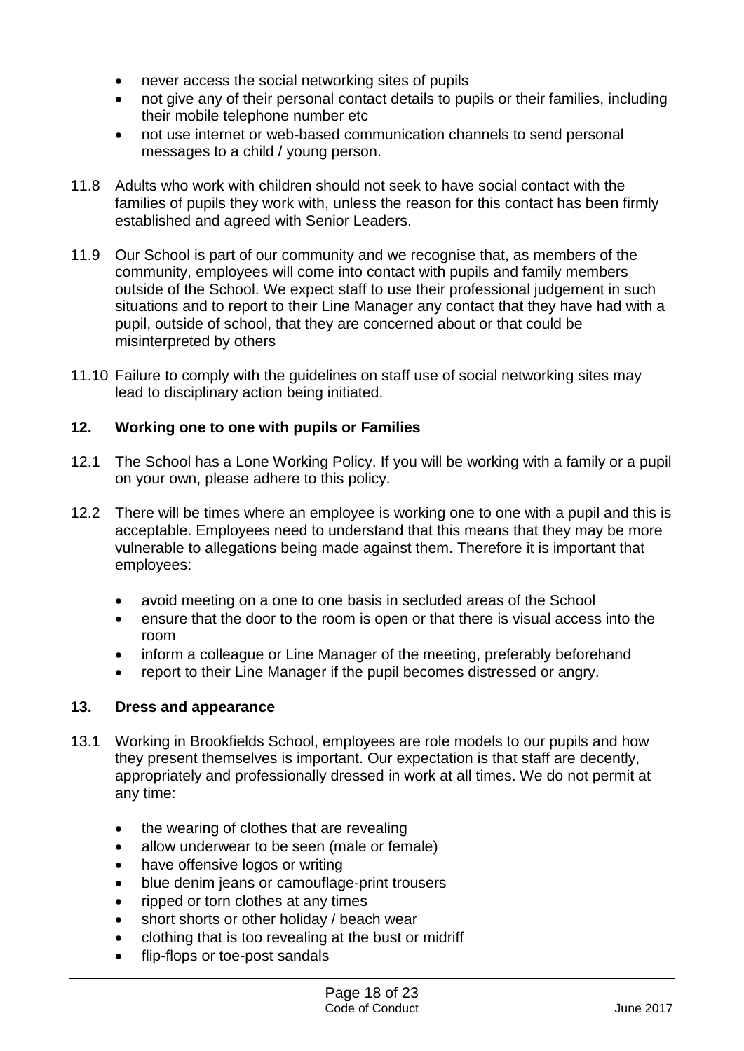- never access the social networking sites of pupils
- not give any of their personal contact details to pupils or their families, including their mobile telephone number etc
- not use internet or web-based communication channels to send personal messages to a child / young person.

11.8 Adults who work with children should not seek to have social contact with the families of pupils they work with, unless the reason for this contact has been firmly established and agreed with Senior Leaders.

11.9 Our School is part of our community and we recognise that, as members of the community, employees will come into contact with pupils and family members outside of the School. We expect staff to use their professional judgement in such situations and to report to their Line Manager any contact that they have had with a pupil, outside of school, that they are concerned about or that could be misinterpreted by others

11.10 Failure to comply with the guidelines on staff use of social networking sites may lead to disciplinary action being initiated.

## 12. Working one to one with pupils or Families

12.1 The School has a Lone Working Policy. If you will be working with a family or a pupil on your own, please adhere to this policy.

12.2 There will be times where an employee is working one to one with a pupil and this is acceptable. Employees need to understand that this means that they may be more vulnerable to allegations being made against them. Therefore it is important that employees:

- avoid meeting on a one to one basis in secluded areas of the School
- ensure that the door to the room is open or that there is visual access into the room
- inform a colleague or Line Manager of the meeting, preferably beforehand
- report to their Line Manager if the pupil becomes distressed or angry.

## 13. Dress and appearance

13.1 Working in Brookfields School, employees are role models to our pupils and how they present themselves is important. Our expectation is that staff are decently, appropriately and professionally dressed in work at all times. We do not permit at any time:

- the wearing of clothes that are revealing
- allow underwear to be seen (male or female)
- have offensive logos or writing
- blue denim jeans or camouflage-print trousers
- ripped or torn clothes at any times
- short shorts or other holiday / beach wear
- clothing that is too revealing at the bust or midriff
- flip-flops or toe-post sandals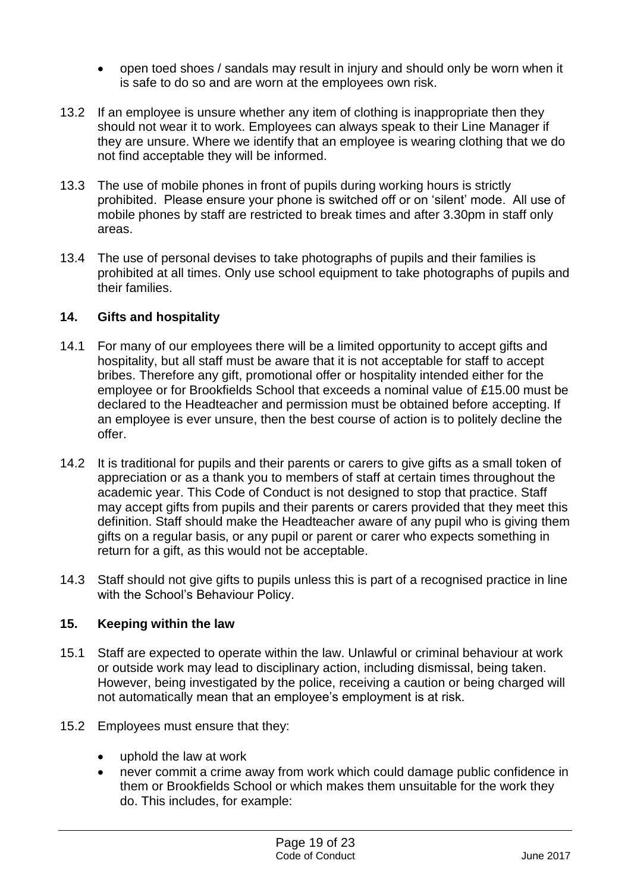- open toed shoes / sandals may result in injury and should only be worn when it is safe to do so and are worn at the employees own risk.

13.2 If an employee is unsure whether any item of clothing is inappropriate then they should not wear it to work. Employees can always speak to their Line Manager if they are unsure. Where we identify that an employee is wearing clothing that we do not find acceptable they will be informed.

13.3 The use of mobile phones in front of pupils during working hours is strictly prohibited. Please ensure your phone is switched off or on 'silent' mode. All use of mobile phones by staff are restricted to break times and after 3.30pm in staff only areas.

13.4 The use of personal devises to take photographs of pupils and their families is prohibited at all times. Only use school equipment to take photographs of pupils and their families.

## 14. Gifts and hospitality

14.1 For many of our employees there will be a limited opportunity to accept gifts and hospitality, but all staff must be aware that it is not acceptable for staff to accept bribes. Therefore any gift, promotional offer or hospitality intended either for the employee or for Brookfields School that exceeds a nominal value of £15.00 must be declared to the Headteacher and permission must be obtained before accepting. If an employee is ever unsure, then the best course of action is to politely decline the offer.

14.2 It is traditional for pupils and their parents or carers to give gifts as a small token of appreciation or as a thank you to members of staff at certain times throughout the academic year. This Code of Conduct is not designed to stop that practice. Staff may accept gifts from pupils and their parents or carers provided that they meet this definition. Staff should make the Headteacher aware of any pupil who is giving them gifts on a regular basis, or any pupil or parent or carer who expects something in return for a gift, as this would not be acceptable.

14.3 Staff should not give gifts to pupils unless this is part of a recognised practice in line with the School's Behaviour Policy.

## 15. Keeping within the law

15.1 Staff are expected to operate within the law. Unlawful or criminal behaviour at work or outside work may lead to disciplinary action, including dismissal, being taken. However, being investigated by the police, receiving a caution or being charged will not automatically mean that an employee's employment is at risk.

15.2 Employees must ensure that they:

- uphold the law at work
- never commit a crime away from work which could damage public confidence in them or Brookfields School or which makes them unsuitable for the work they do. This includes, for example: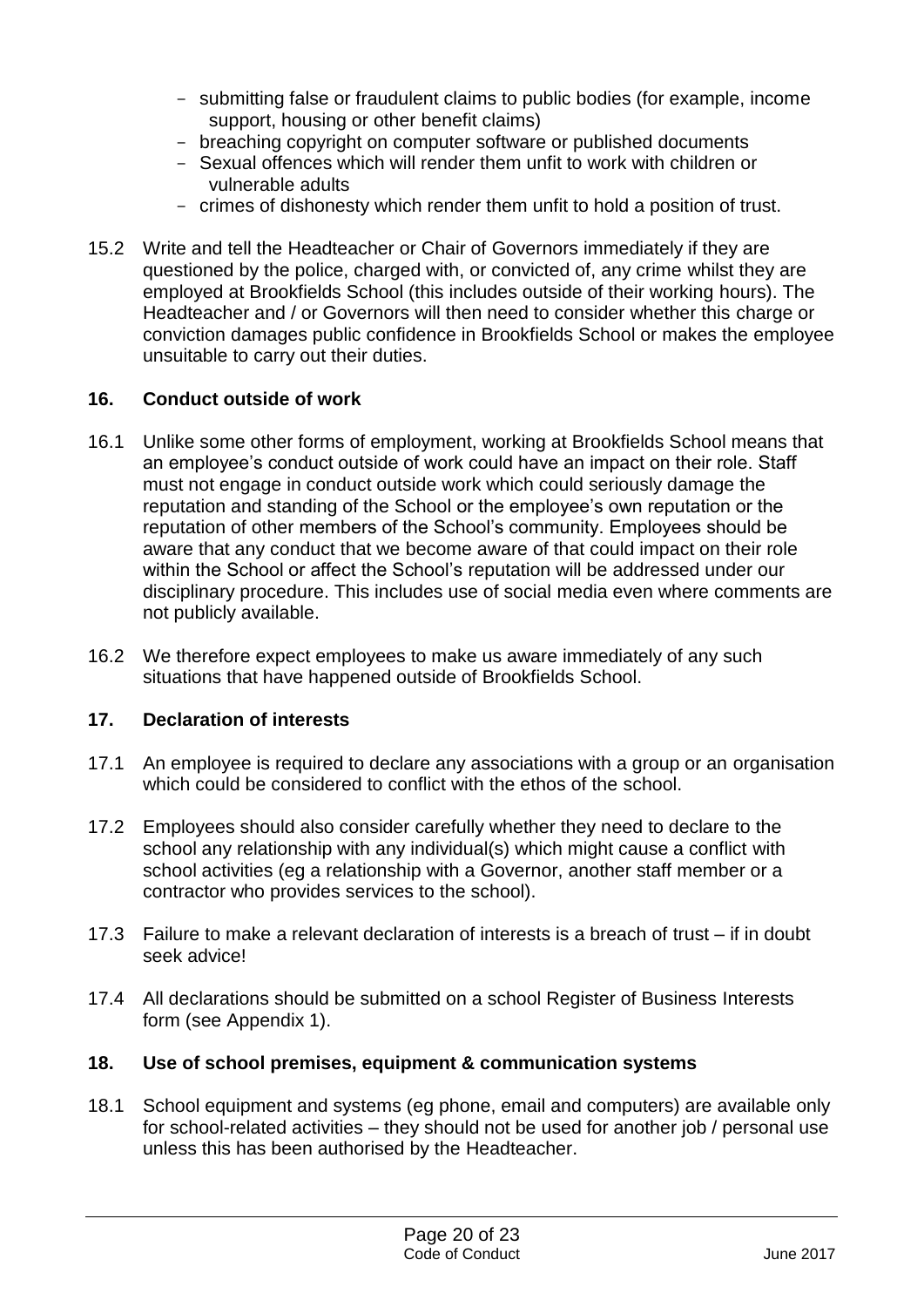- submitting false or fraudulent claims to public bodies (for example, income support, housing or other benefit claims)
- breaching copyright on computer software or published documents
- Sexual offences which will render them unfit to work with children or vulnerable adults
- crimes of dishonesty which render them unfit to hold a position of trust.

15.2 Write and tell the Headteacher or Chair of Governors immediately if they are questioned by the police, charged with, or convicted of, any crime whilst they are employed at Brookfields School (this includes outside of their working hours). The Headteacher and / or Governors will then need to consider whether this charge or conviction damages public confidence in Brookfields School or makes the employee unsuitable to carry out their duties.

## 16. Conduct outside of work

16.1 Unlike some other forms of employment, working at Brookfields School means that an employee's conduct outside of work could have an impact on their role. Staff must not engage in conduct outside work which could seriously damage the reputation and standing of the School or the employee's own reputation or the reputation of other members of the School's community. Employees should be aware that any conduct that we become aware of that could impact on their role within the School or affect the School's reputation will be addressed under our disciplinary procedure. This includes use of social media even where comments are not publicly available.

16.2 We therefore expect employees to make us aware immediately of any such situations that have happened outside of Brookfields School.

## 17. Declaration of interests

17.1 An employee is required to declare any associations with a group or an organisation which could be considered to conflict with the ethos of the school.

17.2 Employees should also consider carefully whether they need to declare to the school any relationship with any individual(s) which might cause a conflict with school activities (eg a relationship with a Governor, another staff member or a contractor who provides services to the school).

17.3 Failure to make a relevant declaration of interests is a breach of trust – if in doubt seek advice!

17.4 All declarations should be submitted on a school Register of Business Interests form (see Appendix 1).

## 18. Use of school premises, equipment & communication systems

18.1 School equipment and systems (eg phone, email and computers) are available only for school-related activities – they should not be used for another job / personal use unless this has been authorised by the Headteacher.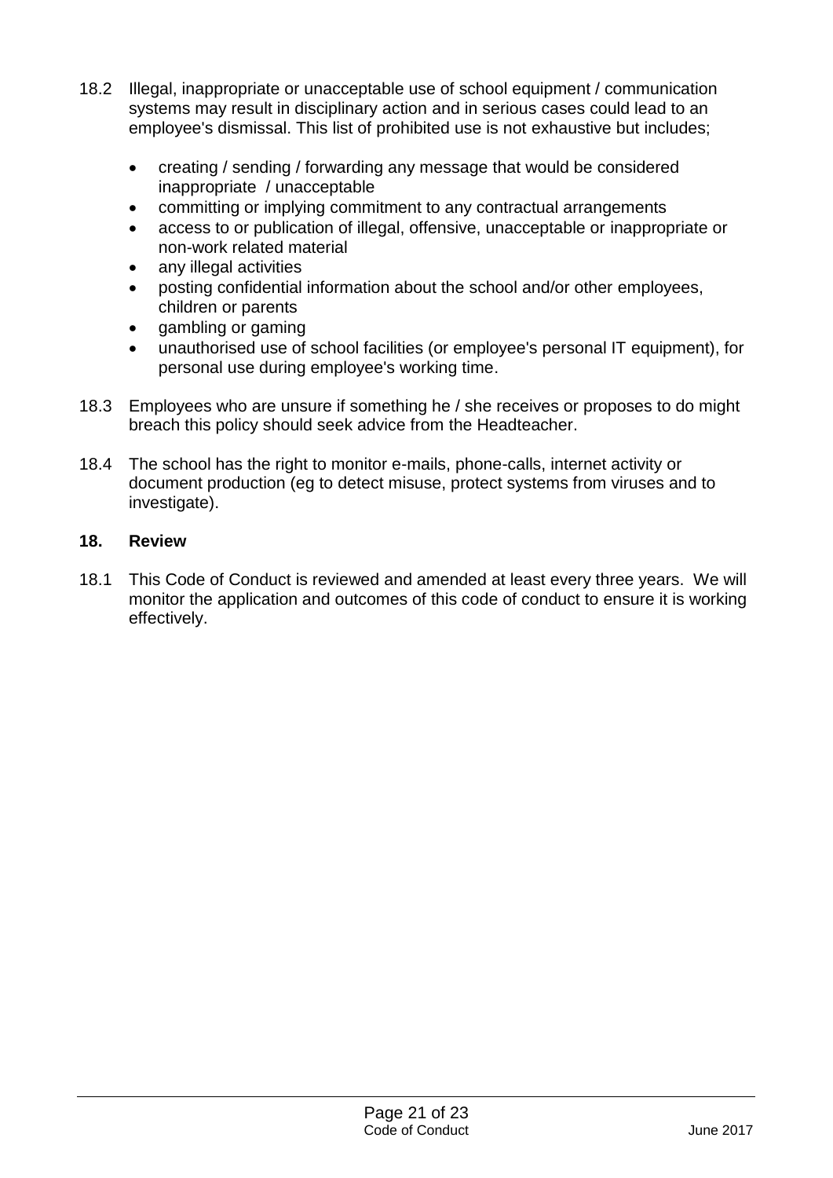18.2 Illegal, inappropriate or unacceptable use of school equipment / communication systems may result in disciplinary action and in serious cases could lead to an employee's dismissal. This list of prohibited use is not exhaustive but includes;

- creating / sending / forwarding any message that would be considered inappropriate / unacceptable
- committing or implying commitment to any contractual arrangements
- access to or publication of illegal, offensive, unacceptable or inappropriate or non-work related material
- any illegal activities
- posting confidential information about the school and/or other employees, children or parents
- gambling or gaming
- unauthorised use of school facilities (or employee's personal IT equipment), for personal use during employee's working time.

18.3 Employees who are unsure if something he / she receives or proposes to do might breach this policy should seek advice from the Headteacher.

18.4 The school has the right to monitor e-mails, phone-calls, internet activity or document production (eg to detect misuse, protect systems from viruses and to investigate).

## 18. Review

18.1 This Code of Conduct is reviewed and amended at least every three years. We will monitor the application and outcomes of this code of conduct to ensure it is working effectively.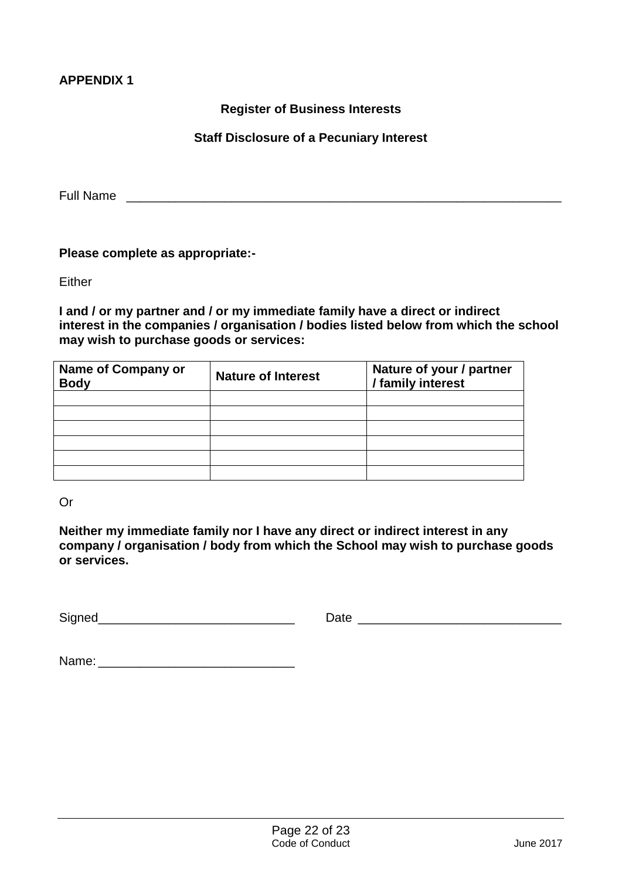**APPENDIX 1**

## Register of Business Interests

### Staff Disclosure of a Pecuniary Interest

Full Name ____________________________________________________________

**Please complete as appropriate:-**

Either

**I and / or my partner and / or my immediate family have a direct or indirect interest in the companies / organisation / bodies listed below from which the school may wish to purchase goods or services:**

| Name of Company or Body | Nature of Interest | Nature of your / partner / family interest |
|---|---|---|
| | | |
| | | |
| | | |
| | | |
| | | |
| | | |

Or

**Neither my immediate family nor I have any direct or indirect interest in any company / organisation / body from which the School may wish to purchase goods or services.**

Signed____________________________ Date _____________________________

Name: ____________________________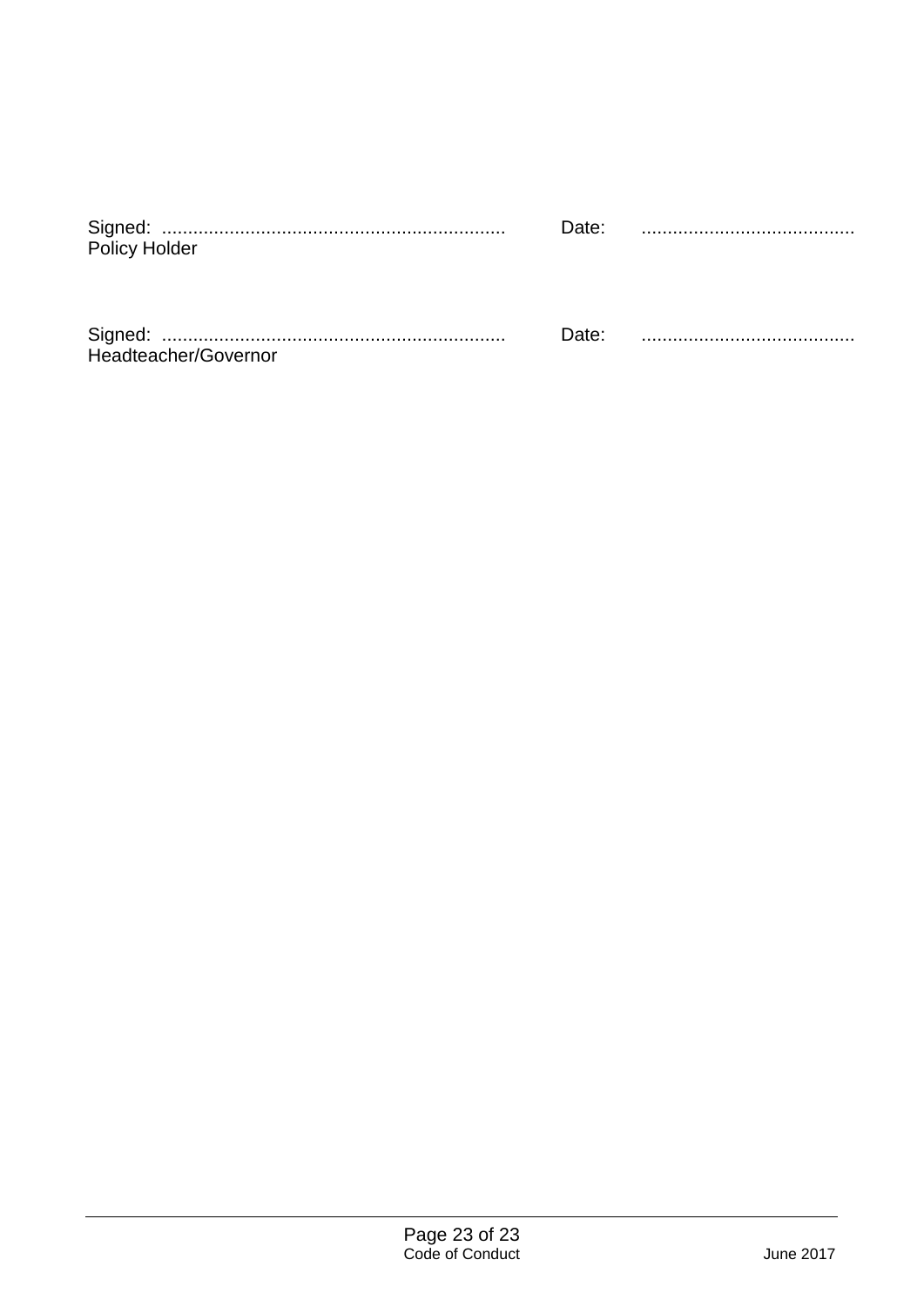Signed: ................................................................. Date: .........................................
Policy Holder

Signed: ................................................................. Date: .........................................
Headteacher/Governor